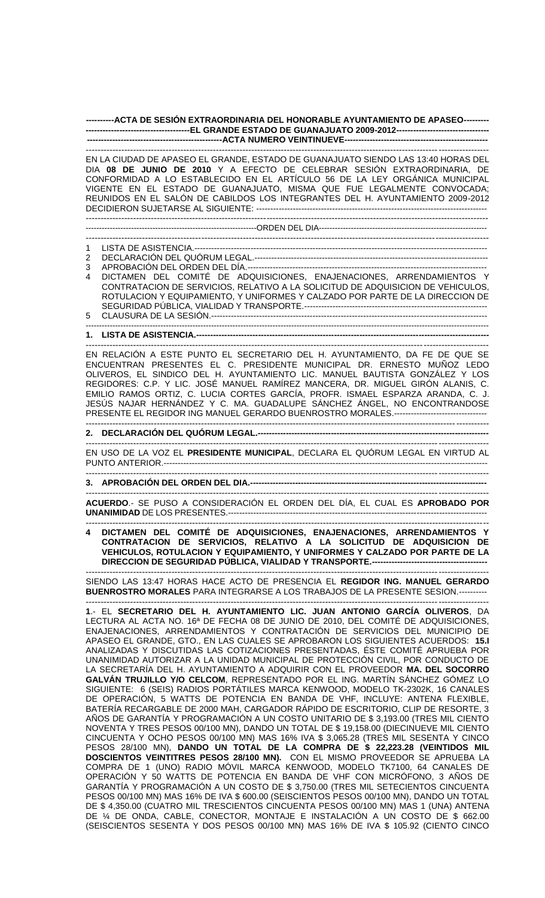**----------ACTA DE SESIÓN EXTRAORDINARIA DEL HONORABLE AYUNTAMIENTO DE APASEO---------**
**-------------------------------------EL GRANDE ESTADO DE GUANAJUATO 2009-2012---------------------------------**
**-------------------------------------------------ACTA NUMERO VEINTINUEVE---------------------------------------------------**

EN LA CIUDAD DE APASEO EL GRANDE, ESTADO DE GUANAJUATO SIENDO LAS 13:40 HORAS DEL DIA **08 DE JUNIO DE 2010** Y A EFECTO DE CELEBRAR SESIÓN EXTRAORDINARIA, DE CONFORMIDAD A LO ESTABLECIDO EN EL ARTÍCULO 56 DE LA LEY ORGÁNICA MUNICIPAL VIGENTE EN EL ESTADO DE GUANAJUATO, MISMA QUE FUE LEGALMENTE CONVOCADA; REUNIDOS EN EL SALÓN DE CABILDOS LOS INTEGRANTES DEL H. AYUNTAMIENTO 2009-2012 DECIDIERON SUJETARSE AL SIGUIENTE: ---------------------------------------------------------------------------------

---------------------------------------------------------------ORDEN DEL DIA-----------------------------------------------------------

1 LISTA DE ASISTENCIA.----------------------------------------------------------------------------------------------------
2 DECLARACIÓN DEL QUÓRUM LEGAL.---------------------------------------------------------------------------------
3 APROBACIÓN DEL ORDEN DEL DÍA.---------------------------------------------------------------------------------
4 DICTAMEN DEL COMITÉ DE ADQUISICIONES, ENAJENACIONES, ARRENDAMIENTOS Y CONTRATACION DE SERVICIOS, RELATIVO A LA SOLICITUD DE ADQUISICION DE VEHICULOS, ROTULACION Y EQUIPAMIENTO, Y UNIFORMES Y CALZADO POR PARTE DE LA DIRECCION DE SEGURIDAD PÚBLICA, VIALIDAD Y TRANSPORTE.----------------------------------------------------------------
5 CLAUSURA DE LA SESIÓN.-------------------------------------------------------------------------------------------------

**1. LISTA DE ASISTENCIA.------------------------------------------------------------------------------------------------------**

EN RELACIÓN A ESTE PUNTO EL SECRETARIO DEL H. AYUNTAMIENTO, DA FE DE QUE SE ENCUENTRAN PRESENTES EL C. PRESIDENTE MUNICIPAL DR. ERNESTO MUÑOZ LEDO OLIVEROS, EL SINDICO DEL H. AYUNTAMIENTO LIC. MANUEL BAUTISTA GONZÁLEZ Y LOS REGIDORES: C.P. Y LIC. JOSÉ MANUEL RAMÍREZ MANCERA, DR. MIGUEL GIRÓN ALANIS, C. EMILIO RAMOS ORTIZ, C. LUCIA CORTES GARCÍA, PROFR. ISMAEL ESPARZA ARANDA, C. J. JESÚS NAJAR HERNÁNDEZ Y C. MA. GUADALUPE SÁNCHEZ ÁNGEL, NO ENCONTRANDOSE PRESENTE EL REGIDOR ING MANUEL GERARDO BUENROSTRO MORALES.---------------------------------

**2. DECLARACIÓN DEL QUÓRUM LEGAL.---------------------------------------------------------------------------------------**

EN USO DE LA VOZ EL **PRESIDENTE MUNICIPAL**, DECLARA EL QUÓRUM LEGAL EN VIRTUD AL PUNTO ANTERIOR.-----------------------------------------------------------------------------------------------------------

**3. APROBACIÓN DEL ORDEN DEL DIA.-------------------------------------------------------------------------------------**

**ACUERDO**.- SE PUSO A CONSIDERACIÓN EL ORDEN DEL DÍA, EL CUAL ES **APROBADO POR UNANIMIDAD** DE LOS PRESENTES.------------------------------------------------------------------------------------

**4 DICTAMEN DEL COMITÉ DE ADQUISICIONES, ENAJENACIONES, ARRENDAMIENTOS Y CONTRATACION DE SERVICIOS, RELATIVO A LA SOLICITUD DE ADQUISICION DE VEHICULOS, ROTULACION Y EQUIPAMIENTO, Y UNIFORMES Y CALZADO POR PARTE DE LA DIRECCION DE SEGURIDAD PÚBLICA, VIALIDAD Y TRANSPORTE.-----------------------------------------**

SIENDO LAS 13:47 HORAS HACE ACTO DE PRESENCIA EL **REGIDOR ING. MANUEL GERARDO BUENROSTRO MORALES** PARA INTEGRARSE A LOS TRABAJOS DE LA PRESENTE SESION.----------

**1**.- EL **SECRETARIO DEL H. AYUNTAMIENTO LIC. JUAN ANTONIO GARCÍA OLIVEROS**, DA LECTURA AL ACTA NO. 16ª DE FECHA 08 DE JUNIO DE 2010, DEL COMITÉ DE ADQUISICIONES, ENAJENACIONES, ARRENDAMIENTOS Y CONTRATACIÓN DE SERVICIOS DEL MUNICIPIO DE APASEO EL GRANDE, GTO., EN LAS CUALES SE APROBARON LOS SIGUIENTES ACUERDOS: **15.I** ANALIZADAS Y DISCUTIDAS LAS COTIZACIONES PRESENTADAS, ÉSTE COMITÉ APRUEBA POR UNANIMIDAD AUTORIZAR A LA UNIDAD MUNICIPAL DE PROTECCIÓN CIVIL, POR CONDUCTO DE LA SECRETARÍA DEL H. AYUNTAMIENTO A ADQUIRIR CON EL PROVEEDOR **MA. DEL SOCORRO GALVÁN TRUJILLO Y/O CELCOM**, REPRESENTADO POR EL ING. MARTÍN SÁNCHEZ GÓMEZ LO SIGUIENTE: 6 (SEIS) RADIOS PORTÁTILES MARCA KENWOOD, MODELO TK-2302K, 16 CANALES DE OPERACIÓN, 5 WATTS DE POTENCIA EN BANDA DE VHF, INCLUYE: ANTENA FLEXIBLE, BATERÍA RECARGABLE DE 2000 MAH, CARGADOR RÁPIDO DE ESCRITORIO, CLIP DE RESORTE, 3 AÑOS DE GARANTÍA Y PROGRAMACIÓN A UN COSTO UNITARIO DE $ 3,193.00 (TRES MIL CIENTO NOVENTA Y TRES PESOS 00/100 MN), DANDO UN TOTAL DE $ 19,158.00 (DIECINUEVE MIL CIENTO CINCUENTA Y OCHO PESOS 00/100 MN) MAS 16% IVA $ 3,065.28 (TRES MIL SESENTA Y CINCO PESOS 28/100 MN), **DANDO UN TOTAL DE LA COMPRA DE $ 22,223.28 (VEINTIDOS MIL DOSCIENTOS VEINTITRES PESOS 28/100 MN).** CON EL MISMO PROVEEDOR SE APRUEBA LA COMPRA DE 1 (UNO) RADIO MÓVIL MARCA KENWOOD, MODELO TK7100, 64 CANALES DE OPERACIÓN Y 50 WATTS DE POTENCIA EN BANDA DE VHF CON MICRÓFONO, 3 AÑOS DE GARANTÍA Y PROGRAMACIÓN A UN COSTO DE $ 3,750.00 (TRES MIL SETECIENTOS CINCUENTA PESOS 00/100 MN) MAS 16% DE IVA $ 600.00 (SEISCIENTOS PESOS 00/100 MN), DANDO UN TOTAL DE $ 4,350.00 (CUATRO MIL TRESCIENTOS CINCUENTA PESOS 00/100 MN) MAS 1 (UNA) ANTENA DE ¼ DE ONDA, CABLE, CONECTOR, MONTAJE E INSTALACIÓN A UN COSTO DE $ 662.00 (SEISCIENTOS SESENTA Y DOS PESOS 00/100 MN) MAS 16% DE IVA $ 105.92 (CIENTO CINCO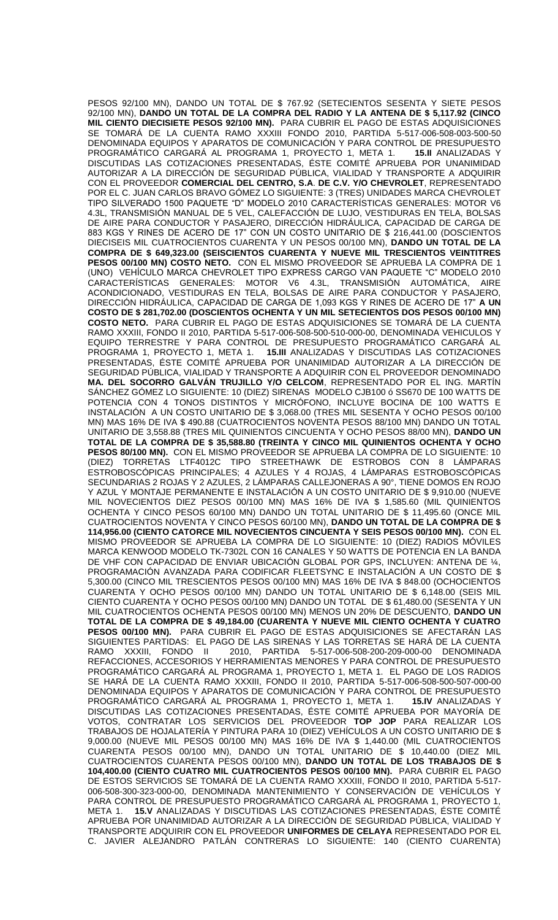PESOS 92/100 MN), DANDO UN TOTAL DE $ 767.92 (SETECIENTOS SESENTA Y SIETE PESOS 92/100 MN), **DANDO UN TOTAL DE LA COMPRA DEL RADIO Y LA ANTENA DE $ 5,117.92 (CINCO MIL CIENTO DIECISIETE PESOS 92/100 MN).** PARA CUBRIR EL PAGO DE ESTAS ADQUISICIONES SE TOMARÁ DE LA CUENTA RAMO XXXIII FONDO 2010, PARTIDA 5-517-006-508-003-500-50 DENOMINADA EQUIPOS Y APARATOS DE COMUNICACIÓN Y PARA CONTROL DE PRESUPUESTO PROGRAMÁTICO CARGARÁ AL PROGRAMA 1, PROYECTO 1, META 1. **15.II** ANALIZADAS Y DISCUTIDAS LAS COTIZACIONES PRESENTADAS, ÉSTE COMITÉ APRUEBA POR UNANIMIDAD AUTORIZAR A LA DIRECCIÓN DE SEGURIDAD PÚBLICA, VIALIDAD Y TRANSPORTE A ADQUIRIR CON EL PROVEEDOR **COMERCIAL DEL CENTRO, S.A. DE C.V. Y/O CHEVROLET**, REPRESENTADO POR EL C. JUAN CARLOS BRAVO GÓMEZ LO SIGUIENTE: 3 (TRES) UNIDADES MARCA CHEVROLET TIPO SILVERADO 1500 PAQUETE "D" MODELO 2010 CARACTERÍSTICAS GENERALES: MOTOR V6 4.3L, TRANSMISIÓN MANUAL DE 5 VEL, CALEFACCIÓN DE LUJO, VESTIDURAS EN TELA, BOLSAS DE AIRE PARA CONDUCTOR Y PASAJERO, DIRECCIÓN HIDRÁULICA, CAPACIDAD DE CARGA DE 883 KGS Y RINES DE ACERO DE 17" CON UN COSTO UNITARIO DE $ 216,441.00 (DOSCIENTOS DIECISEIS MIL CUATROCIENTOS CUARENTA Y UN PESOS 00/100 MN), **DANDO UN TOTAL DE LA COMPRA DE $ 649,323.00 (SEISCIENTOS CUARENTA Y NUEVE MIL TRESCIENTOS VEINTITRES PESOS 00/100 MN) COSTO NETO.** CON EL MISMO PROVEEDOR SE APRUEBA LA COMPRA DE 1 (UNO) VEHÍCULO MARCA CHEVROLET TIPO EXPRESS CARGO VAN PAQUETE "C" MODELO 2010 CARACTERÍSTICAS GENERALES: MOTOR V6 4.3L, TRANSMISIÓN AUTOMÁTICA, AIRE ACONDICIONADO, VESTIDURAS EN TELA, BOLSAS DE AIRE PARA CONDUCTOR Y PASAJERO, DIRECCIÓN HIDRÁULICA, CAPACIDAD DE CARGA DE 1,093 KGS Y RINES DE ACERO DE 17" **A UN COSTO DE $ 281,702.00 (DOSCIENTOS OCHENTA Y UN MIL SETECIENTOS DOS PESOS 00/100 MN) COSTO NETO.** PARA CUBRIR EL PAGO DE ESTAS ADQUISICIONES SE TOMARÁ DE LA CUENTA RAMO XXXIII, FONDO II 2010, PARTIDA 5-517-006-508-500-510-000-00, DENOMINADA VEHICULOS Y EQUIPO TERRESTRE Y PARA CONTROL DE PRESUPUESTO PROGRAMÁTICO CARGARÁ AL PROGRAMA 1, PROYECTO 1, META 1. **15.III** ANALIZADAS Y DISCUTIDAS LAS COTIZACIONES PRESENTADAS, ÉSTE COMITÉ APRUEBA POR UNANIMIDAD AUTORIZAR A LA DIRECCIÓN DE SEGURIDAD PÚBLICA, VIALIDAD Y TRANSPORTE A ADQUIRIR CON EL PROVEEDOR DENOMINADO **MA. DEL SOCORRO GALVÁN TRUJILLO Y/O CELCOM**, REPRESENTADO POR EL ING. MARTÍN SÁNCHEZ GÓMEZ LO SIGUIENTE: 10 (DIEZ) SIRENAS MODELO CJB100 ó SS670 DE 100 WATTS DE POTENCIA CON 4 TONOS DISTINTOS Y MICRÓFONO, INCLUYE BOCINA DE 100 WATTS E INSTALACIÓN A UN COSTO UNITARIO DE $ 3,068.00 (TRES MIL SESENTA Y OCHO PESOS 00/100 MN) MAS 16% DE IVA $ 490.88 (CUATROCIENTOS NOVENTA PESOS 88/100 MN) DANDO UN TOTAL UNITARIO DE 3,558.88 (TRES MIL QUINIENTOS CINCUENTA Y OCHO PESOS 88/00 MN), **DANDO UN TOTAL DE LA COMPRA DE $ 35,588.80 (TREINTA Y CINCO MIL QUINIENTOS OCHENTA Y OCHO PESOS 80/100 MN).** CON EL MISMO PROVEEDOR SE APRUEBA LA COMPRA DE LO SIGUIENTE: 10 (DIEZ) TORRETAS LTF4012C TIPO STREETHAWK DE ESTROBOS CON 8 LÁMPARAS ESTROBOSCÓPICAS PRINCIPALES; 4 AZULES Y 4 ROJAS, 4 LÁMPARAS ESTROBOSCÓPICAS SECUNDARIAS 2 ROJAS Y 2 AZULES, 2 LÁMPARAS CALLEJONERAS A 90°, TIENE DOMOS EN ROJO Y AZUL Y MONTAJE PERMANENTE E INSTALACIÓN A UN COSTO UNITARIO DE $ 9,910.00 (NUEVE MIL NOVECIENTOS DIEZ PESOS 00/100 MN) MAS 16% DE IVA $ 1,585.60 (MIL QUINIENTOS OCHENTA Y CINCO PESOS 60/100 MN) DANDO UN TOTAL UNITARIO DE $ 11,495.60 (ONCE MIL CUATROCIENTOS NOVENTA Y CINCO PESOS 60/100 MN), **DANDO UN TOTAL DE LA COMPRA DE $ 114,956.00 (CIENTO CATORCE MIL NOVECIENTOS CINCUENTA Y SEIS PESOS 00/100 MN).** CON EL MISMO PROVEEDOR SE APRUEBA LA COMPRA DE LO SIGUIENTE: 10 (DIEZ) RADIOS MÓVILES MARCA KENWOOD MODELO TK-7302L CON 16 CANALES Y 50 WATTS DE POTENCIA EN LA BANDA DE VHF CON CAPACIDAD DE ENVIAR UBICACIÓN GLOBAL POR GPS, INCLUYEN: ANTENA DE ¼, PROGRAMACIÓN AVANZADA PARA CODIFICAR FLEETSYNC E INSTALACIÓN A UN COSTO DE $ 5,300.00 (CINCO MIL TRESCIENTOS PESOS 00/100 MN) MAS 16% DE IVA $ 848.00 (OCHOCIENTOS CUARENTA Y OCHO PESOS 00/100 MN) DANDO UN TOTAL UNITARIO DE $ 6,148.00 (SEIS MIL CIENTO CUARENTA Y OCHO PESOS 00/100 MN) DANDO UN TOTAL DE $ 61,480.00 (SESENTA Y UN MIL CUATROCIENTOS OCHENTA PESOS 00/100 MN) MENOS UN 20% DE DESCUENTO, **DANDO UN TOTAL DE LA COMPRA DE $ 49,184.00 (CUARENTA Y NUEVE MIL CIENTO OCHENTA Y CUATRO PESOS 00/100 MN).** PARA CUBRIR EL PAGO DE ESTAS ADQUISICIONES SE AFECTARÁN LAS SIGUIENTES PARTIDAS: EL PAGO DE LAS SIRENAS Y LAS TORRETAS SE HARÁ DE LA CUENTA RAMO XXXIII, FONDO II 2010, PARTIDA 5-517-006-508-200-209-000-00 DENOMINADA REFACCIONES, ACCESORIOS Y HERRAMIENTAS MENORES Y PARA CONTROL DE PRESUPUESTO PROGRAMÁTICO CARGARÁ AL PROGRAMA 1, PROYECTO 1, META 1. EL PAGO DE LOS RADIOS SE HARÁ DE LA CUENTA RAMO XXXIII, FONDO II 2010, PARTIDA 5-517-006-508-500-507-000-00 DENOMINADA EQUIPOS Y APARATOS DE COMUNICACIÓN Y PARA CONTROL DE PRESUPUESTO PROGRAMÁTICO CARGARÁ AL PROGRAMA 1, PROYECTO 1, META 1. **15.IV** ANALIZADAS Y DISCUTIDAS LAS COTIZACIONES PRESENTADAS, ÉSTE COMITÉ APRUEBA POR MAYORÍA DE VOTOS, CONTRATAR LOS SERVICIOS DEL PROVEEDOR **TOP JOP** PARA REALIZAR LOS TRABAJOS DE HOJALATERÍA Y PINTURA PARA 10 (DIEZ) VEHÍCULOS A UN COSTO UNITARIO DE $ 9,000.00 (NUEVE MIL PESOS 00/100 MN) MAS 16% DE IVA $ 1,440.00 (MIL CUATROCIENTOS CUARENTA PESOS 00/100 MN), DANDO UN TOTAL UNITARIO DE $ 10,440.00 (DIEZ MIL CUATROCIENTOS CUARENTA PESOS 00/100 MN), **DANDO UN TOTAL DE LOS TRABAJOS DE $ 104,400.00 (CIENTO CUATRO MIL CUATROCIENTOS PESOS 00/100 MN).** PARA CUBRIR EL PAGO DE ESTOS SERVICIOS SE TOMARÁ DE LA CUENTA RAMO XXXIII, FONDO II 2010, PARTIDA 5-517-006-508-300-323-000-00, DENOMINADA MANTENIMIENTO Y CONSERVACIÓN DE VEHÍCULOS Y PARA CONTROL DE PRESUPUESTO PROGRAMÁTICO CARGARÁ AL PROGRAMA 1, PROYECTO 1, META 1. **15.V** ANALIZADAS Y DISCUTIDAS LAS COTIZACIONES PRESENTADAS, ÉSTE COMITÉ APRUEBA POR UNANIMIDAD AUTORIZAR A LA DIRECCIÓN DE SEGURIDAD PÚBLICA, VIALIDAD Y TRANSPORTE ADQUIRIR CON EL PROVEEDOR **UNIFORMES DE CELAYA** REPRESENTADO POR EL C. JAVIER ALEJANDRO PATLÁN CONTRERAS LO SIGUIENTE: 140 (CIENTO CUARENTA)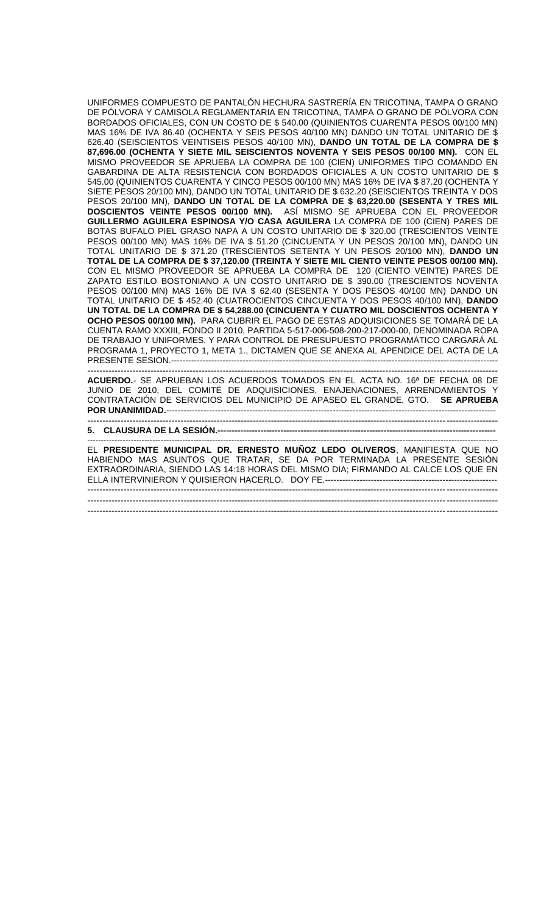UNIFORMES COMPUESTO DE PANTALÓN HECHURA SASTRERÍA EN TRICOTINA, TAMPA O GRANO DE PÓLVORA Y CAMISOLA REGLAMENTARIA EN TRICOTINA, TAMPA O GRANO DE PÓLVORA CON BORDADOS OFICIALES, CON UN COSTO DE $ 540.00 (QUINIENTOS CUARENTA PESOS 00/100 MN) MAS 16% DE IVA 86.40 (OCHENTA Y SEIS PESOS 40/100 MN) DANDO UN TOTAL UNITARIO DE $ 626.40 (SEISCIENTOS VEINTISEIS PESOS 40/100 MN), **DANDO UN TOTAL DE LA COMPRA DE $ 87,696.00 (OCHENTA Y SIETE MIL SEISCIENTOS NOVENTA Y SEIS PESOS 00/100 MN).** CON EL MISMO PROVEEDOR SE APRUEBA LA COMPRA DE 100 (CIEN) UNIFORMES TIPO COMANDO EN GABARDINA DE ALTA RESISTENCIA CON BORDADOS OFICIALES A UN COSTO UNITARIO DE $ 545.00 (QUINIENTOS CUARENTA Y CINCO PESOS 00/100 MN) MAS 16% DE IVA $ 87.20 (OCHENTA Y SIETE PESOS 20/100 MN), DANDO UN TOTAL UNITARIO DE $ 632.20 (SEISCIENTOS TREINTA Y DOS PESOS 20/100 MN), **DANDO UN TOTAL DE LA COMPRA DE $ 63,220.00 (SESENTA Y TRES MIL DOSCIENTOS VEINTE PESOS 00/100 MN).** ASÍ MISMO SE APRUEBA CON EL PROVEEDOR **GUILLERMO AGUILERA ESPINOSA Y/O CASA AGUILERA** LA COMPRA DE 100 (CIEN) PARES DE BOTAS BUFALO PIEL GRASO NAPA A UN COSTO UNITARIO DE $ 320.00 (TRESCIENTOS VEINTE PESOS 00/100 MN) MAS 16% DE IVA $ 51.20 (CINCUENTA Y UN PESOS 20/100 MN), DANDO UN TOTAL UNITARIO DE $ 371.20 (TRESCIENTOS SETENTA Y UN PESOS 20/100 MN), **DANDO UN TOTAL DE LA COMPRA DE $ 37,120.00 (TREINTA Y SIETE MIL CIENTO VEINTE PESOS 00/100 MN).** CON EL MISMO PROVEEDOR SE APRUEBA LA COMPRA DE 120 (CIENTO VEINTE) PARES DE ZAPATO ESTILO BOSTONIANO A UN COSTO UNITARIO DE $ 390.00 (TRESCIENTOS NOVENTA PESOS 00/100 MN) MAS 16% DE IVA $ 62.40 (SESENTA Y DOS PESOS 40/100 MN) DANDO UN TOTAL UNITARIO DE $ 452.40 (CUATROCIENTOS CINCUENTA Y DOS PESOS 40/100 MN), **DANDO UN TOTAL DE LA COMPRA DE $ 54,288.00 (CINCUENTA Y CUATRO MIL DOSCIENTOS OCHENTA Y OCHO PESOS 00/100 MN).** PARA CUBRIR EL PAGO DE ESTAS ADQUISICIONES SE TOMARÁ DE LA CUENTA RAMO XXXIII, FONDO II 2010, PARTIDA 5-517-006-508-200-217-000-00, DENOMINADA ROPA DE TRABAJO Y UNIFORMES, Y PARA CONTROL DE PRESUPUESTO PROGRAMÁTICO CARGARÁ AL PROGRAMA 1, PROYECTO 1, META 1., DICTAMEN QUE SE ANEXA AL APENDICE DEL ACTA DE LA PRESENTE SESION.-----------------------------------------------------------------------------------------------------------

-----------------------------------------------------------------------------------------------------------------------------------

**ACUERDO.**- SE APRUEBAN LOS ACUERDOS TOMADOS EN EL ACTA NO. 16ª DE FECHA 08 DE JUNIO DE 2010, DEL COMITÉ DE ADQUISICIONES, ENAJENACIONES, ARRENDAMIENTOS Y CONTRATACIÓN DE SERVICIOS DEL MUNICIPIO DE APASEO EL GRANDE, GTO. **SE APRUEBA POR UNANIMIDAD.**--------------------------------------------------------------------------------------------------------

-----------------------------------------------------------------------------------------------------------------------------------

**5. CLAUSURA DE LA SESIÓN.---------------------------------------------------------------------------------------------------**

-----------------------------------------------------------------------------------------------------------------------------------

EL **PRESIDENTE MUNICIPAL DR. ERNESTO MUÑOZ LEDO OLIVEROS**, MANIFIESTA QUE NO HABIENDO MAS ASUNTOS QUE TRATAR, SE DA POR TERMINADA LA PRESENTE SESIÓN EXTRAORDINARIA, SIENDO LAS 14:18 HORAS DEL MISMO DIA; FIRMANDO AL CALCE LOS QUE EN ELLA INTERVINIERON Y QUISIERON HACERLO. DOY FE.-----------------------------------------------------------

-----------------------------------------------------------------------------------------------------------------------------------

-----------------------------------------------------------------------------------------------------------------------------------

-----------------------------------------------------------------------------------------------------------------------------------